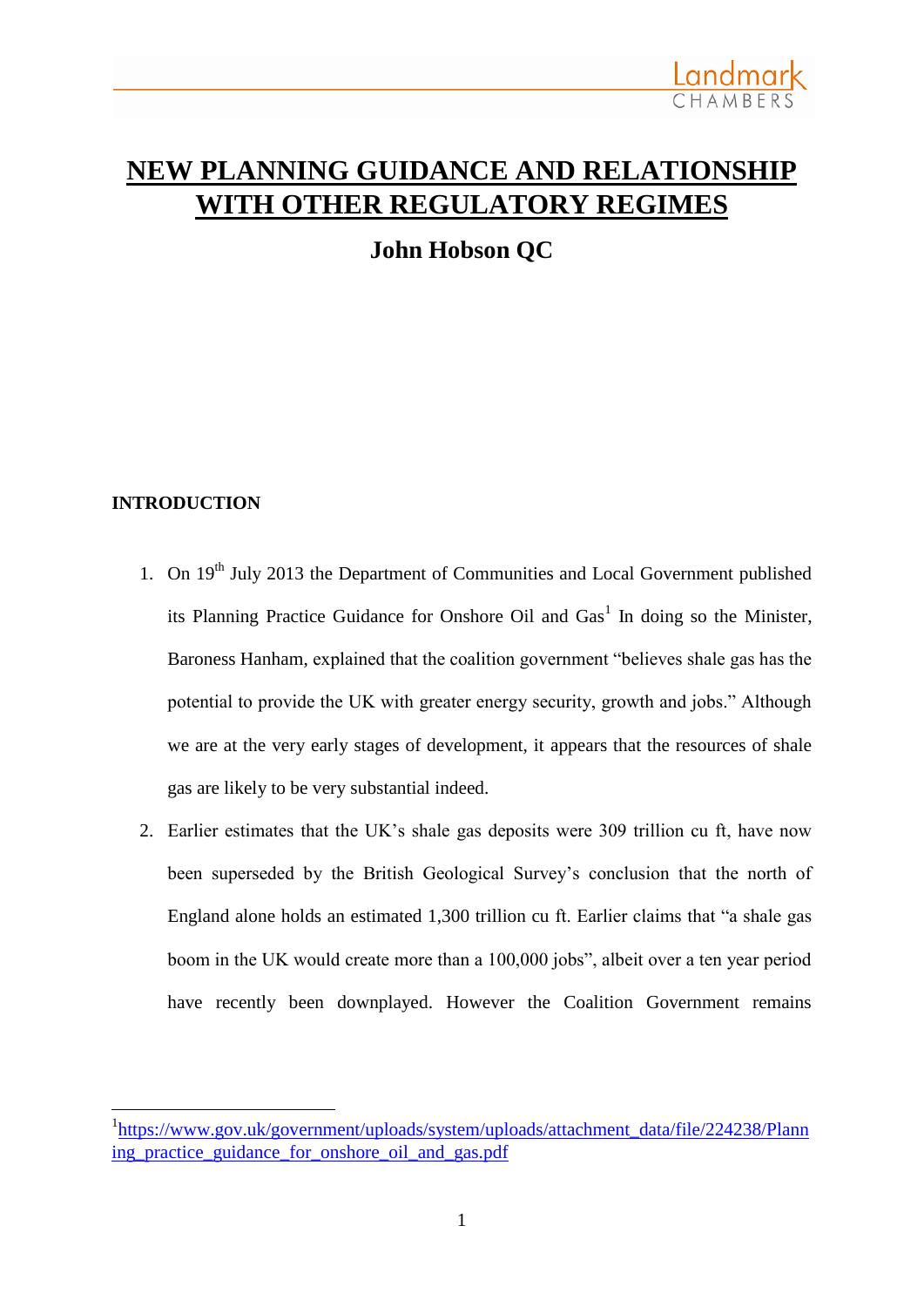# NEW PLANNING GUIDANCE AND RELATIONSHIP WITH OTHER REGULATORY REGIMES

## John Hobson QC

### INTRODUCTION

1. On 19th July 2013 the Department of Communities and Local Government published its Planning Practice Guidance for Onshore Oil and Gas[1] In doing so the Minister, Baroness Hanham, explained that the coalition government "believes shale gas has the potential to provide the UK with greater energy security, growth and jobs." Although we are at the very early stages of development, it appears that the resources of shale gas are likely to be very substantial indeed.

2. Earlier estimates that the UK's shale gas deposits were 309 trillion cu ft, have now been superseded by the British Geological Survey's conclusion that the north of England alone holds an estimated 1,300 trillion cu ft. Earlier claims that "a shale gas boom in the UK would create more than a 100,000 jobs", albeit over a ten year period have recently been downplayed. However the Coalition Government remains

---

[1] https://www.gov.uk/government/uploads/system/uploads/attachment_data/file/224238/Planning_practice_guidance_for_onshore_oil_and_gas.pdf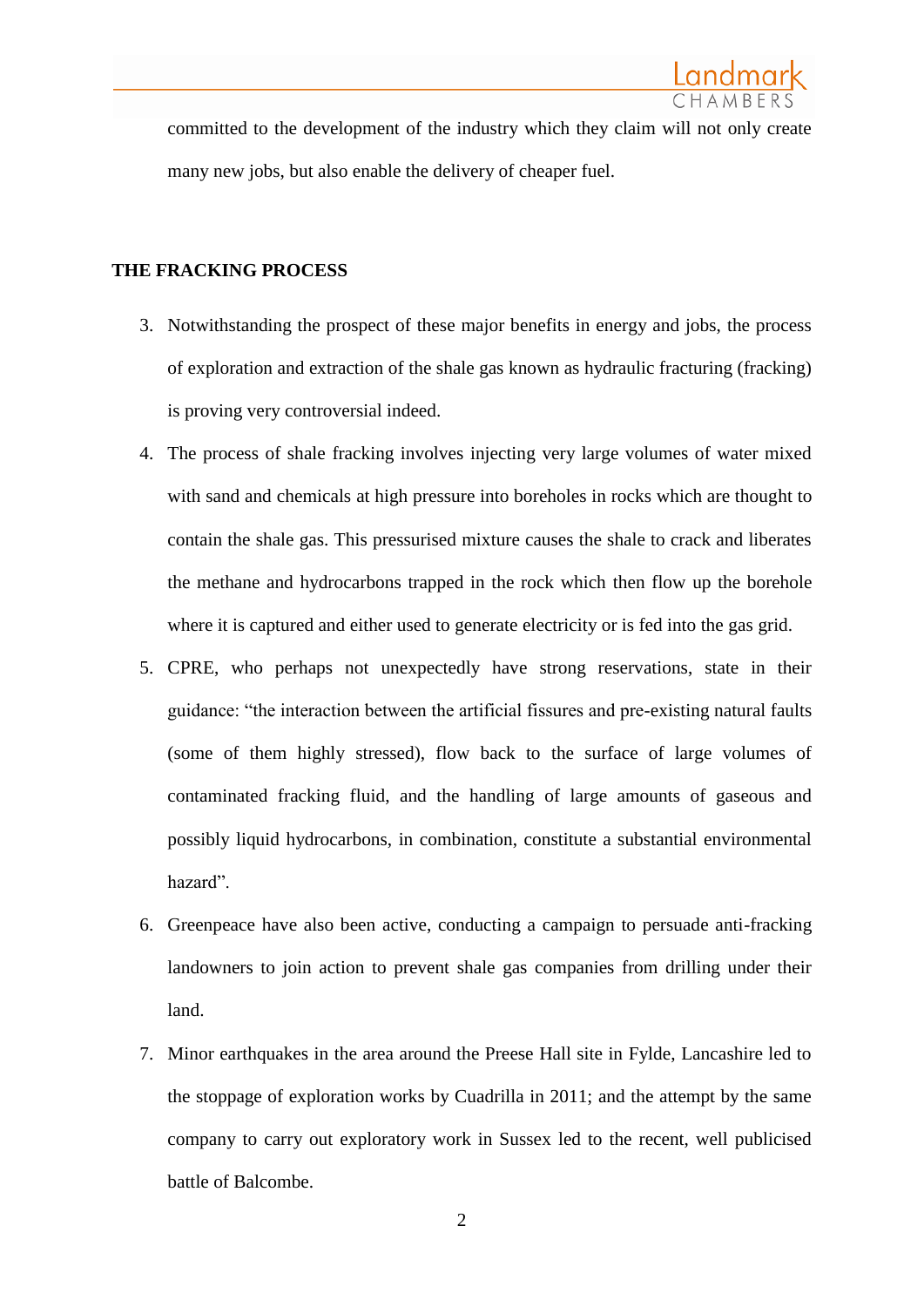committed to the development of the industry which they claim will not only create many new jobs, but also enable the delivery of cheaper fuel.

## THE FRACKING PROCESS

3. Notwithstanding the prospect of these major benefits in energy and jobs, the process of exploration and extraction of the shale gas known as hydraulic fracturing (fracking) is proving very controversial indeed.

4. The process of shale fracking involves injecting very large volumes of water mixed with sand and chemicals at high pressure into boreholes in rocks which are thought to contain the shale gas. This pressurised mixture causes the shale to crack and liberates the methane and hydrocarbons trapped in the rock which then flow up the borehole where it is captured and either used to generate electricity or is fed into the gas grid.

5. CPRE, who perhaps not unexpectedly have strong reservations, state in their guidance: "the interaction between the artificial fissures and pre-existing natural faults (some of them highly stressed), flow back to the surface of large volumes of contaminated fracking fluid, and the handling of large amounts of gaseous and possibly liquid hydrocarbons, in combination, constitute a substantial environmental hazard".

6. Greenpeace have also been active, conducting a campaign to persuade anti-fracking landowners to join action to prevent shale gas companies from drilling under their land.

7. Minor earthquakes in the area around the Preese Hall site in Fylde, Lancashire led to the stoppage of exploration works by Cuadrilla in 2011; and the attempt by the same company to carry out exploratory work in Sussex led to the recent, well publicised battle of Balcombe.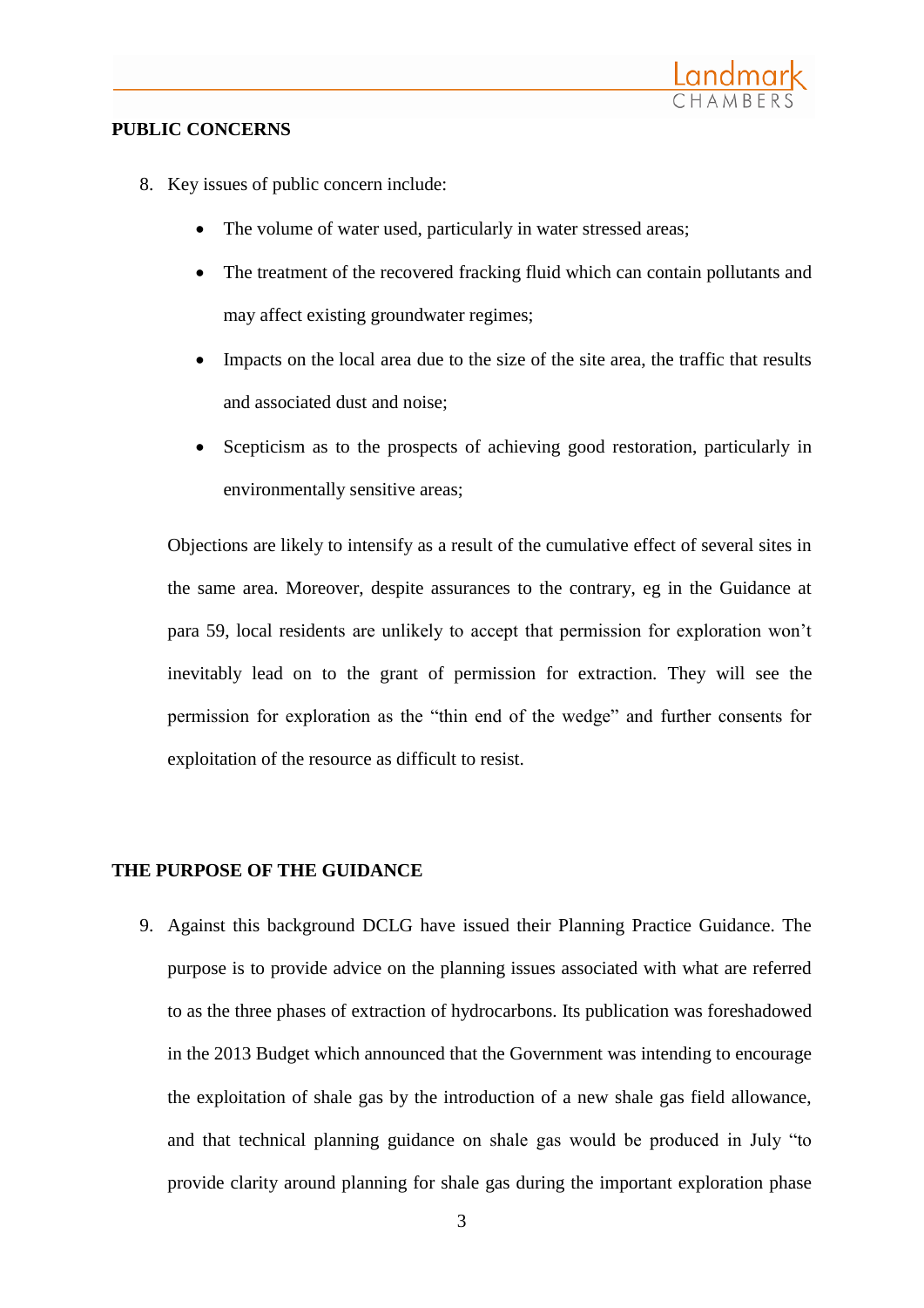## PUBLIC CONCERNS

8. Key issues of public concern include:

   - The volume of water used, particularly in water stressed areas;
   - The treatment of the recovered fracking fluid which can contain pollutants and may affect existing groundwater regimes;
   - Impacts on the local area due to the size of the site area, the traffic that results and associated dust and noise;
   - Scepticism as to the prospects of achieving good restoration, particularly in environmentally sensitive areas;

   Objections are likely to intensify as a result of the cumulative effect of several sites in the same area. Moreover, despite assurances to the contrary, eg in the Guidance at para 59, local residents are unlikely to accept that permission for exploration won't inevitably lead on to the grant of permission for extraction. They will see the permission for exploration as the "thin end of the wedge" and further consents for exploitation of the resource as difficult to resist.

## THE PURPOSE OF THE GUIDANCE

9. Against this background DCLG have issued their Planning Practice Guidance. The purpose is to provide advice on the planning issues associated with what are referred to as the three phases of extraction of hydrocarbons. Its publication was foreshadowed in the 2013 Budget which announced that the Government was intending to encourage the exploitation of shale gas by the introduction of a new shale gas field allowance, and that technical planning guidance on shale gas would be produced in July "to provide clarity around planning for shale gas during the important exploration phase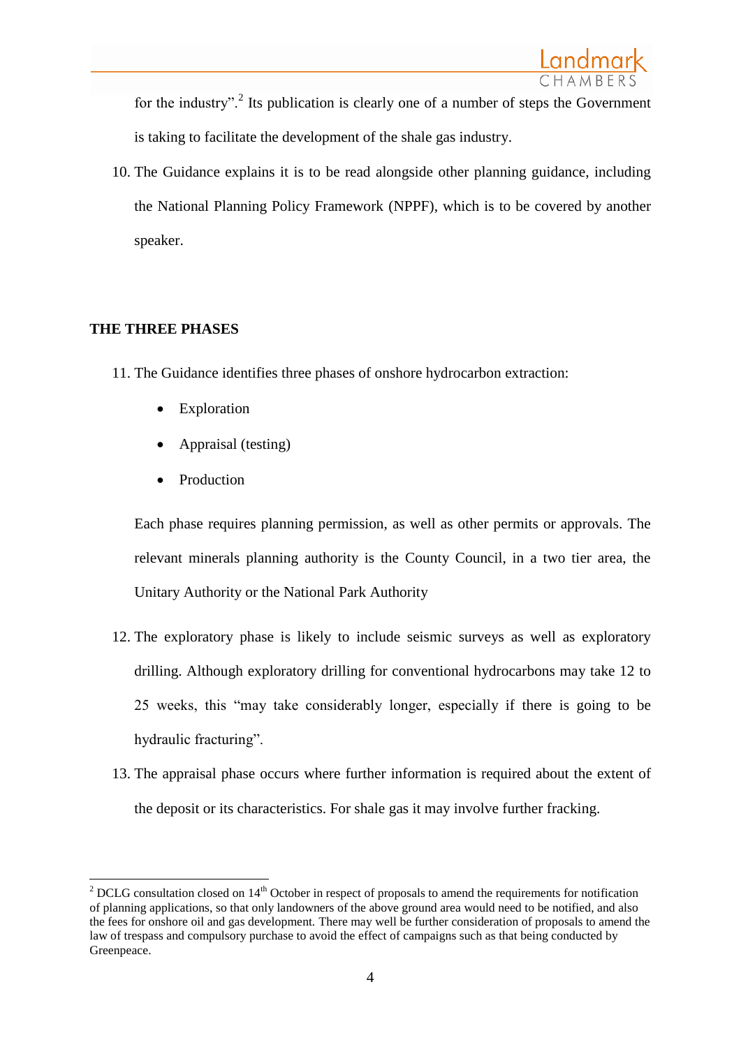for the industry".[2] Its publication is clearly one of a number of steps the Government is taking to facilitate the development of the shale gas industry.

10. The Guidance explains it is to be read alongside other planning guidance, including the National Planning Policy Framework (NPPF), which is to be covered by another speaker.

## THE THREE PHASES

11. The Guidance identifies three phases of onshore hydrocarbon extraction:

    - Exploration
    - Appraisal (testing)
    - Production

    Each phase requires planning permission, as well as other permits or approvals. The relevant minerals planning authority is the County Council, in a two tier area, the Unitary Authority or the National Park Authority

12. The exploratory phase is likely to include seismic surveys as well as exploratory drilling. Although exploratory drilling for conventional hydrocarbons may take 12 to 25 weeks, this "may take considerably longer, especially if there is going to be hydraulic fracturing".

13. The appraisal phase occurs where further information is required about the extent of the deposit or its characteristics. For shale gas it may involve further fracking.

---

[2] DCLG consultation closed on 14th October in respect of proposals to amend the requirements for notification of planning applications, so that only landowners of the above ground area would need to be notified, and also the fees for onshore oil and gas development. There may well be further consideration of proposals to amend the law of trespass and compulsory purchase to avoid the effect of campaigns such as that being conducted by Greenpeace.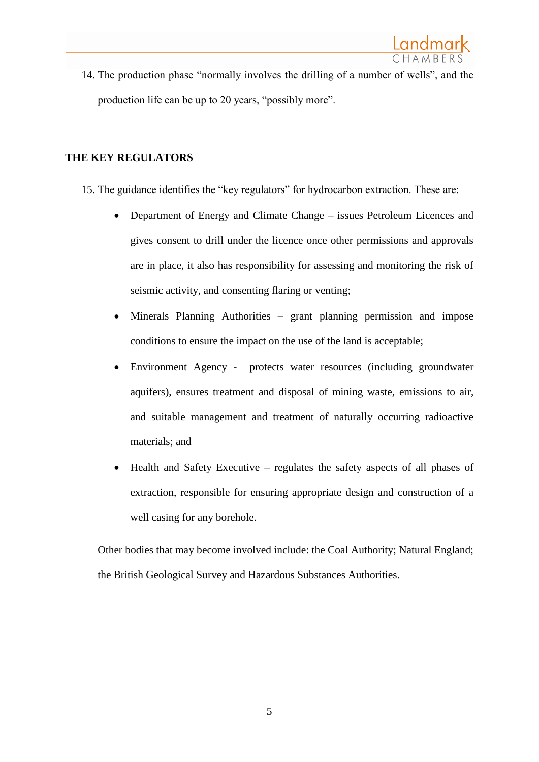14. The production phase "normally involves the drilling of a number of wells", and the production life can be up to 20 years, "possibly more".

## THE KEY REGULATORS

15. The guidance identifies the "key regulators" for hydrocarbon extraction. These are:

    - Department of Energy and Climate Change – issues Petroleum Licences and gives consent to drill under the licence once other permissions and approvals are in place, it also has responsibility for assessing and monitoring the risk of seismic activity, and consenting flaring or venting;
    - Minerals Planning Authorities – grant planning permission and impose conditions to ensure the impact on the use of the land is acceptable;
    - Environment Agency - protects water resources (including groundwater aquifers), ensures treatment and disposal of mining waste, emissions to air, and suitable management and treatment of naturally occurring radioactive materials; and
    - Health and Safety Executive – regulates the safety aspects of all phases of extraction, responsible for ensuring appropriate design and construction of a well casing for any borehole.

    Other bodies that may become involved include: the Coal Authority; Natural England; the British Geological Survey and Hazardous Substances Authorities.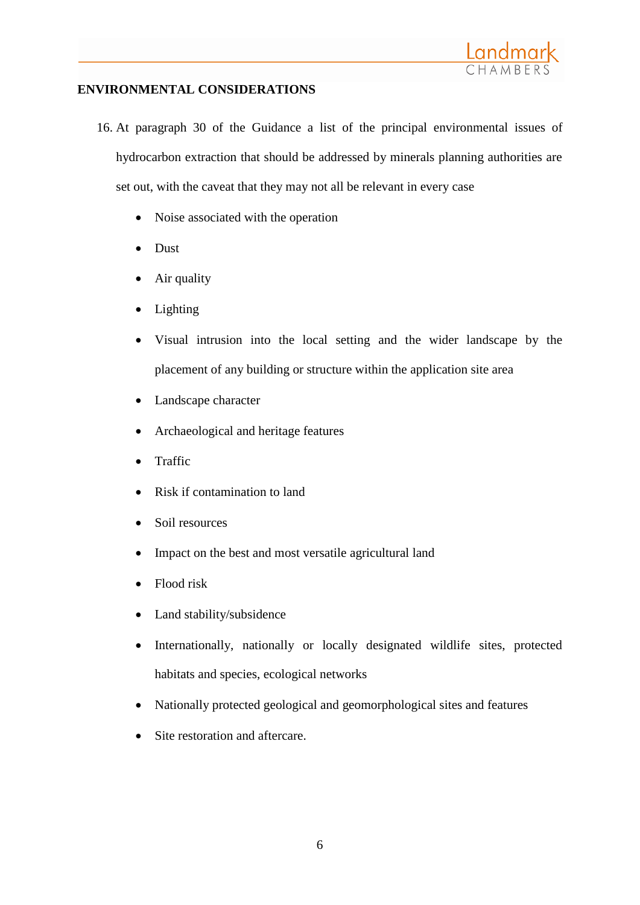**ENVIRONMENTAL CONSIDERATIONS**

16. At paragraph 30 of the Guidance a list of the principal environmental issues of hydrocarbon extraction that should be addressed by minerals planning authorities are set out, with the caveat that they may not all be relevant in every case

    - Noise associated with the operation
    - Dust
    - Air quality
    - Lighting
    - Visual intrusion into the local setting and the wider landscape by the placement of any building or structure within the application site area
    - Landscape character
    - Archaeological and heritage features
    - Traffic
    - Risk if contamination to land
    - Soil resources
    - Impact on the best and most versatile agricultural land
    - Flood risk
    - Land stability/subsidence
    - Internationally, nationally or locally designated wildlife sites, protected habitats and species, ecological networks
    - Nationally protected geological and geomorphological sites and features
    - Site restoration and aftercare.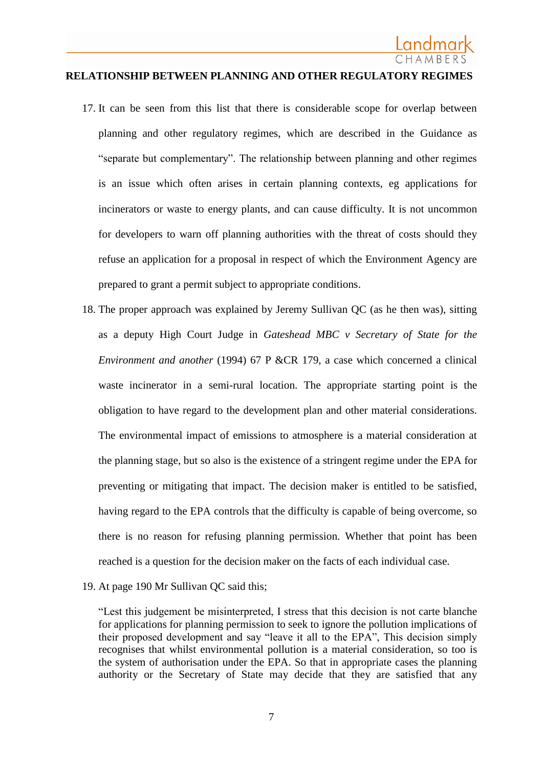## RELATIONSHIP BETWEEN PLANNING AND OTHER REGULATORY REGIMES

17. It can be seen from this list that there is considerable scope for overlap between planning and other regulatory regimes, which are described in the Guidance as "separate but complementary". The relationship between planning and other regimes is an issue which often arises in certain planning contexts, eg applications for incinerators or waste to energy plants, and can cause difficulty. It is not uncommon for developers to warn off planning authorities with the threat of costs should they refuse an application for a proposal in respect of which the Environment Agency are prepared to grant a permit subject to appropriate conditions.

18. The proper approach was explained by Jeremy Sullivan QC (as he then was), sitting as a deputy High Court Judge in *Gateshead MBC v Secretary of State for the Environment and another* (1994) 67 P &CR 179, a case which concerned a clinical waste incinerator in a semi-rural location. The appropriate starting point is the obligation to have regard to the development plan and other material considerations. The environmental impact of emissions to atmosphere is a material consideration at the planning stage, but so also is the existence of a stringent regime under the EPA for preventing or mitigating that impact. The decision maker is entitled to be satisfied, having regard to the EPA controls that the difficulty is capable of being overcome, so there is no reason for refusing planning permission. Whether that point has been reached is a question for the decision maker on the facts of each individual case.

19. At page 190 Mr Sullivan QC said this;

> "Lest this judgement be misinterpreted, I stress that this decision is not carte blanche for applications for planning permission to seek to ignore the pollution implications of their proposed development and say "leave it all to the EPA", This decision simply recognises that whilst environmental pollution is a material consideration, so too is the system of authorisation under the EPA. So that in appropriate cases the planning authority or the Secretary of State may decide that they are satisfied that any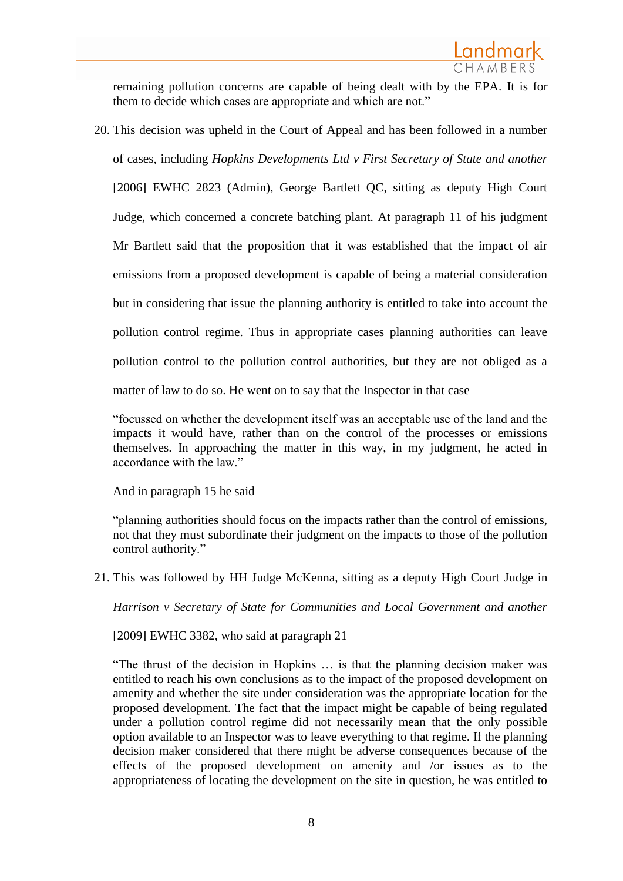remaining pollution concerns are capable of being dealt with by the EPA. It is for them to decide which cases are appropriate and which are not."

20. This decision was upheld in the Court of Appeal and has been followed in a number of cases, including *Hopkins Developments Ltd v First Secretary of State and another* [2006] EWHC 2823 (Admin), George Bartlett QC, sitting as deputy High Court Judge, which concerned a concrete batching plant. At paragraph 11 of his judgment Mr Bartlett said that the proposition that it was established that the impact of air emissions from a proposed development is capable of being a material consideration but in considering that issue the planning authority is entitled to take into account the pollution control regime. Thus in appropriate cases planning authorities can leave pollution control to the pollution control authorities, but they are not obliged as a matter of law to do so. He went on to say that the Inspector in that case

   "focussed on whether the development itself was an acceptable use of the land and the impacts it would have, rather than on the control of the processes or emissions themselves. In approaching the matter in this way, in my judgment, he acted in accordance with the law."

   And in paragraph 15 he said

   "planning authorities should focus on the impacts rather than the control of emissions, not that they must subordinate their judgment on the impacts to those of the pollution control authority."

21. This was followed by HH Judge McKenna, sitting as a deputy High Court Judge in *Harrison v Secretary of State for Communities and Local Government and another* [2009] EWHC 3382, who said at paragraph 21

   "The thrust of the decision in Hopkins … is that the planning decision maker was entitled to reach his own conclusions as to the impact of the proposed development on amenity and whether the site under consideration was the appropriate location for the proposed development. The fact that the impact might be capable of being regulated under a pollution control regime did not necessarily mean that the only possible option available to an Inspector was to leave everything to that regime. If the planning decision maker considered that there might be adverse consequences because of the effects of the proposed development on amenity and /or issues as to the appropriateness of locating the development on the site in question, he was entitled to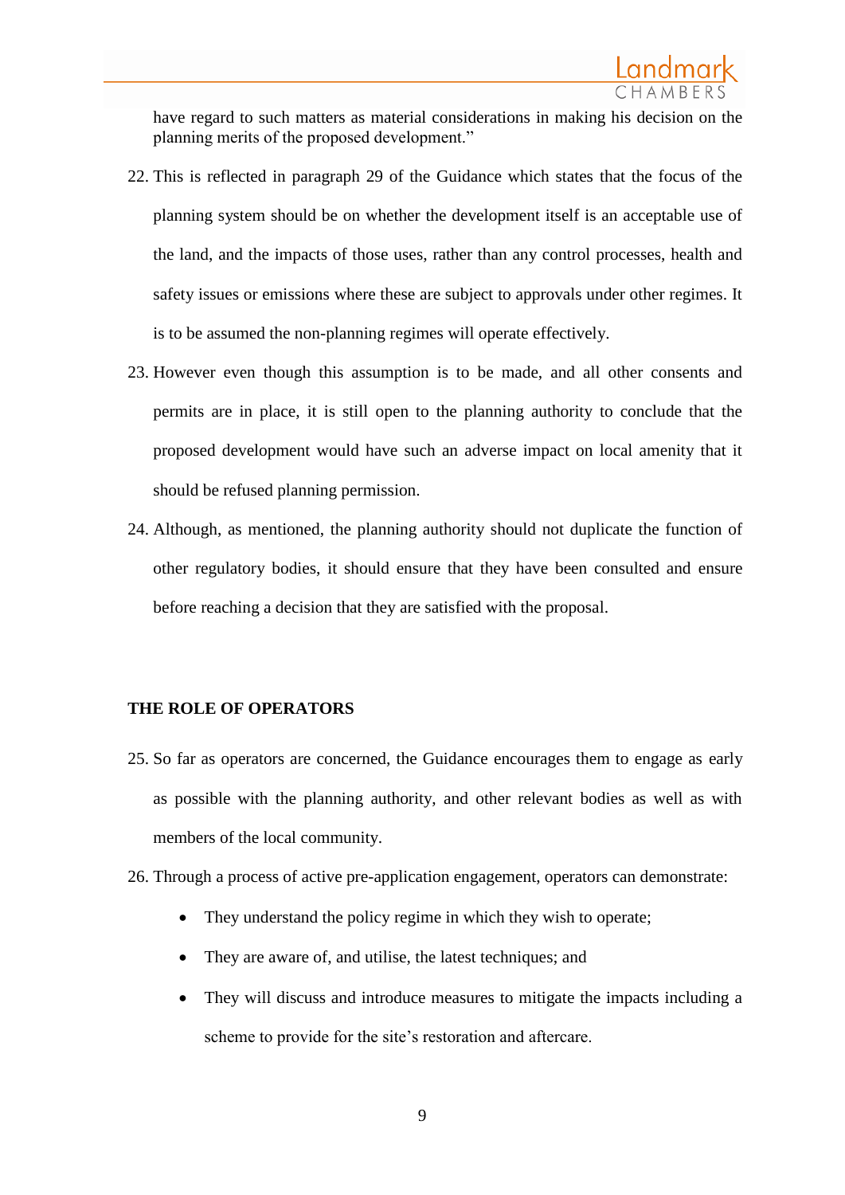have regard to such matters as material considerations in making his decision on the planning merits of the proposed development."

22. This is reflected in paragraph 29 of the Guidance which states that the focus of the planning system should be on whether the development itself is an acceptable use of the land, and the impacts of those uses, rather than any control processes, health and safety issues or emissions where these are subject to approvals under other regimes. It is to be assumed the non-planning regimes will operate effectively.

23. However even though this assumption is to be made, and all other consents and permits are in place, it is still open to the planning authority to conclude that the proposed development would have such an adverse impact on local amenity that it should be refused planning permission.

24. Although, as mentioned, the planning authority should not duplicate the function of other regulatory bodies, it should ensure that they have been consulted and ensure before reaching a decision that they are satisfied with the proposal.

**THE ROLE OF OPERATORS**

25. So far as operators are concerned, the Guidance encourages them to engage as early as possible with the planning authority, and other relevant bodies as well as with members of the local community.

26. Through a process of active pre-application engagement, operators can demonstrate:

    - They understand the policy regime in which they wish to operate;
    - They are aware of, and utilise, the latest techniques; and
    - They will discuss and introduce measures to mitigate the impacts including a scheme to provide for the site's restoration and aftercare.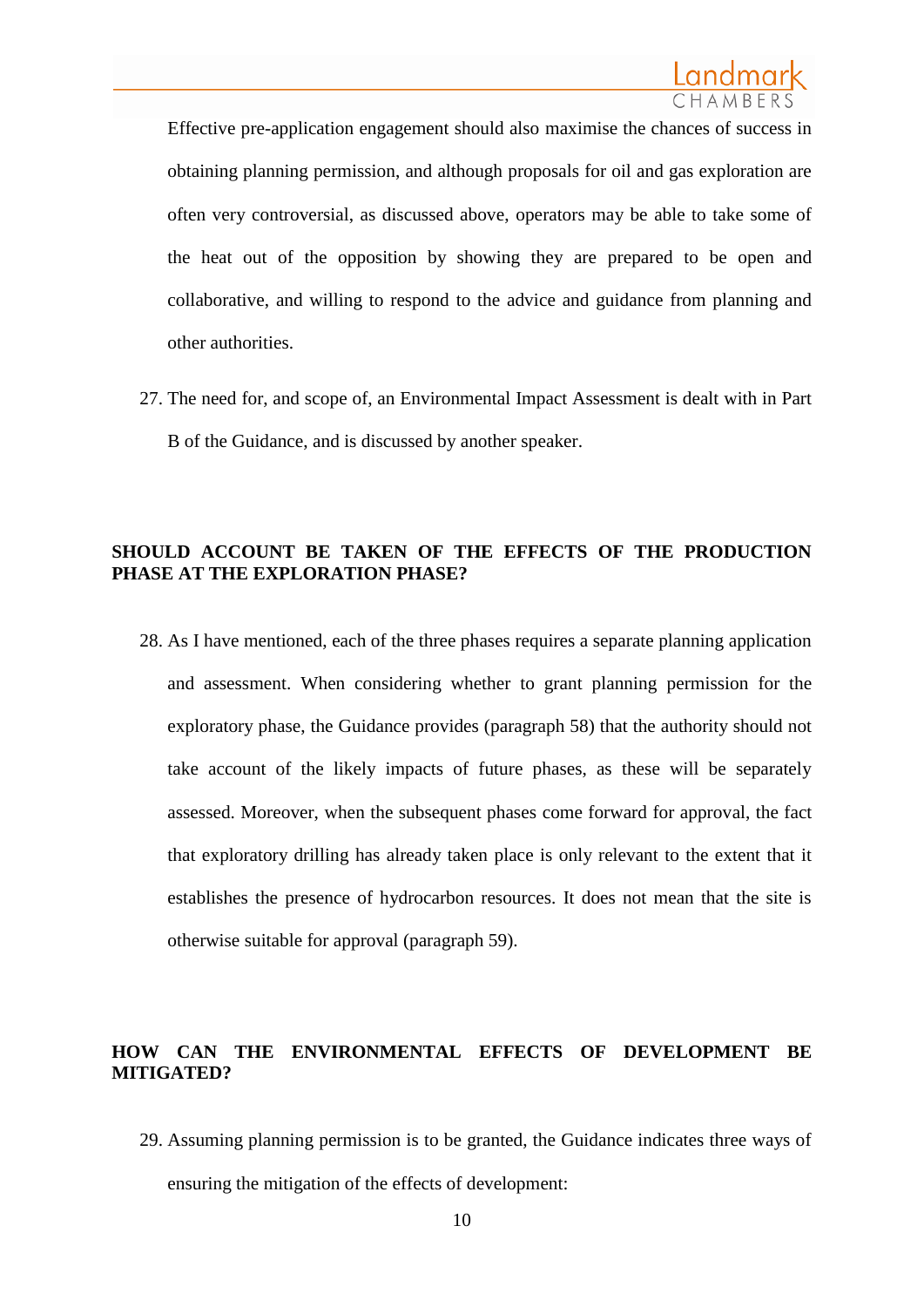Effective pre-application engagement should also maximise the chances of success in obtaining planning permission, and although proposals for oil and gas exploration are often very controversial, as discussed above, operators may be able to take some of the heat out of the opposition by showing they are prepared to be open and collaborative, and willing to respond to the advice and guidance from planning and other authorities.

27. The need for, and scope of, an Environmental Impact Assessment is dealt with in Part B of the Guidance, and is discussed by another speaker.

**SHOULD ACCOUNT BE TAKEN OF THE EFFECTS OF THE PRODUCTION PHASE AT THE EXPLORATION PHASE?**

28. As I have mentioned, each of the three phases requires a separate planning application and assessment. When considering whether to grant planning permission for the exploratory phase, the Guidance provides (paragraph 58) that the authority should not take account of the likely impacts of future phases, as these will be separately assessed. Moreover, when the subsequent phases come forward for approval, the fact that exploratory drilling has already taken place is only relevant to the extent that it establishes the presence of hydrocarbon resources. It does not mean that the site is otherwise suitable for approval (paragraph 59).

**HOW CAN THE ENVIRONMENTAL EFFECTS OF DEVELOPMENT BE MITIGATED?**

29. Assuming planning permission is to be granted, the Guidance indicates three ways of ensuring the mitigation of the effects of development: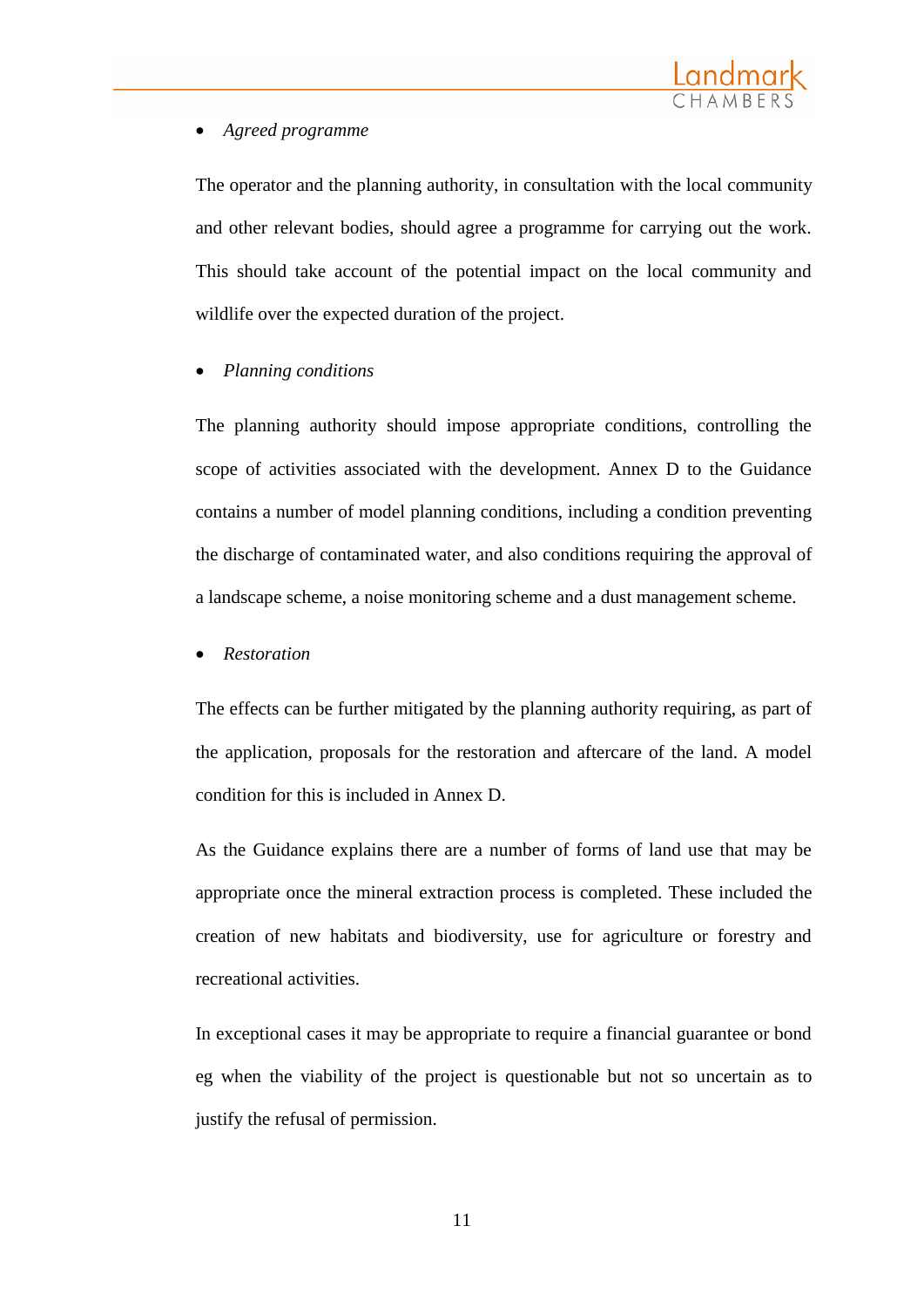- *Agreed programme*

The operator and the planning authority, in consultation with the local community and other relevant bodies, should agree a programme for carrying out the work. This should take account of the potential impact on the local community and wildlife over the expected duration of the project.

- *Planning conditions*

The planning authority should impose appropriate conditions, controlling the scope of activities associated with the development. Annex D to the Guidance contains a number of model planning conditions, including a condition preventing the discharge of contaminated water, and also conditions requiring the approval of a landscape scheme, a noise monitoring scheme and a dust management scheme.

- *Restoration*

The effects can be further mitigated by the planning authority requiring, as part of the application, proposals for the restoration and aftercare of the land. A model condition for this is included in Annex D.

As the Guidance explains there are a number of forms of land use that may be appropriate once the mineral extraction process is completed. These included the creation of new habitats and biodiversity, use for agriculture or forestry and recreational activities.

In exceptional cases it may be appropriate to require a financial guarantee or bond eg when the viability of the project is questionable but not so uncertain as to justify the refusal of permission.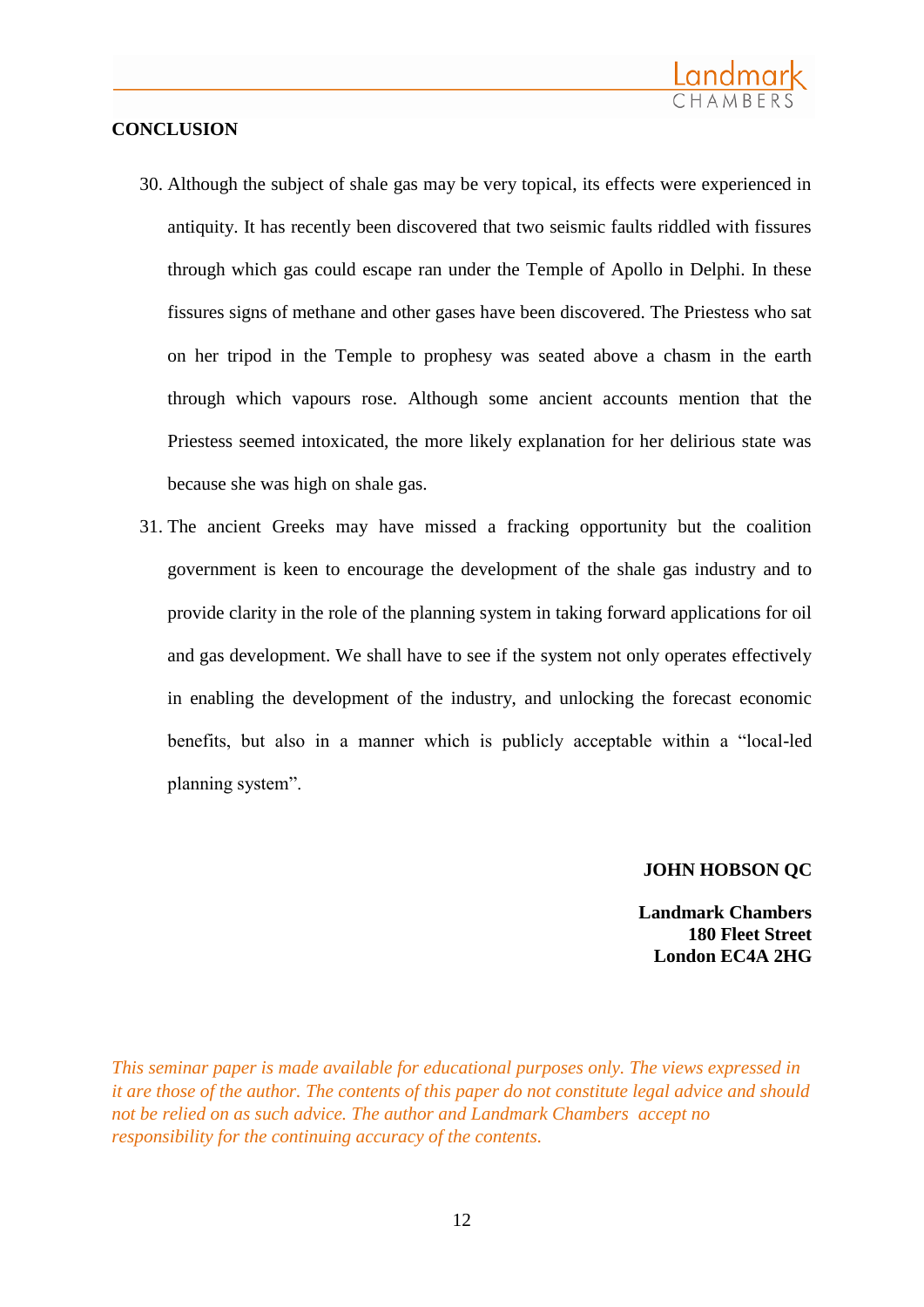## CONCLUSION

30. Although the subject of shale gas may be very topical, its effects were experienced in antiquity. It has recently been discovered that two seismic faults riddled with fissures through which gas could escape ran under the Temple of Apollo in Delphi. In these fissures signs of methane and other gases have been discovered. The Priestess who sat on her tripod in the Temple to prophesy was seated above a chasm in the earth through which vapours rose. Although some ancient accounts mention that the Priestess seemed intoxicated, the more likely explanation for her delirious state was because she was high on shale gas.

31. The ancient Greeks may have missed a fracking opportunity but the coalition government is keen to encourage the development of the shale gas industry and to provide clarity in the role of the planning system in taking forward applications for oil and gas development. We shall have to see if the system not only operates effectively in enabling the development of the industry, and unlocking the forecast economic benefits, but also in a manner which is publicly acceptable within a "local-led planning system".

**JOHN HOBSON QC**

**Landmark Chambers**
**180 Fleet Street**
**London EC4A 2HG**

*This seminar paper is made available for educational purposes only. The views expressed in it are those of the author. The contents of this paper do not constitute legal advice and should not be relied on as such advice. The author and Landmark Chambers accept no responsibility for the continuing accuracy of the contents.*